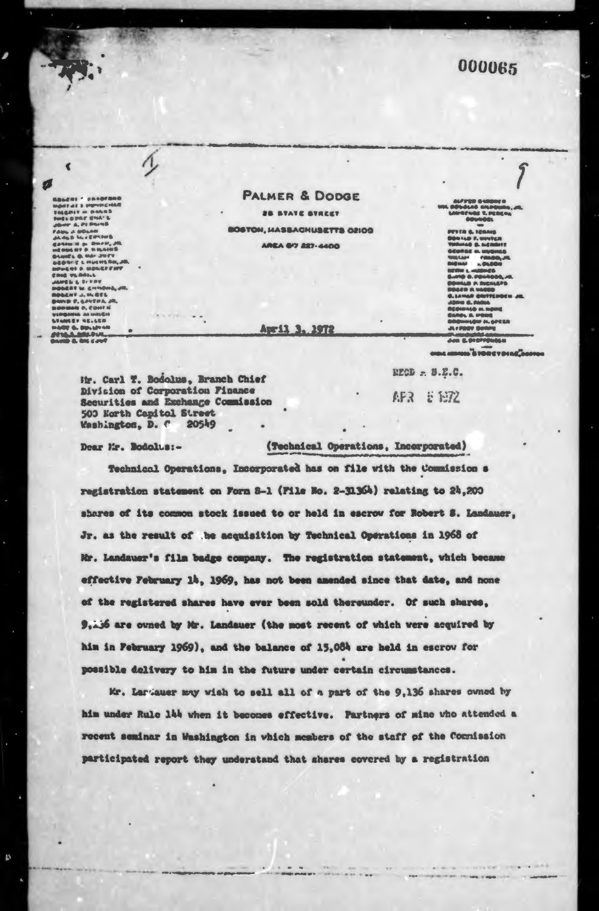# PALMER & DODGE

28 STATE STREET

BOSTON, MASSACHUSETTS 02109

AREA 617 227-4400

April 3, 1972

Mr. Carl T. Bodolus, Branch Chief
Division of Corporation Finance
Securities and Exchange Commission
500 North Capitol Street
Washington, D. C. 20549

RECD S.E.C.

APR 6 1972

Dear Mr. Bodolus:-

(Technical Operations, Incorporated)

Technical Operations, Incorporated has on file with the Commission a registration statement on Form S-1 (File No. 2-31364) relating to 24,200 shares of its common stock issued to or held in escrow for Robert S. Landauer, Jr. as the result of the acquisition by Technical Operations in 1968 of Mr. Landauer's film badge company. The registration statement, which became effective February 14, 1969, has not been amended since that date, and none of the registered shares have ever been sold thereunder. Of such shares, 9,136 are owned by Mr. Landauer (the most recent of which were acquired by him in February 1969), and the balance of 15,084 are held in escrow for possible delivery to him in the future under certain circumstances.

Mr. Landauer may wish to sell all of a part of the 9,136 shares owned by him under Rule 144 when it becomes effective. Partners of mine who attended a recent seminar in Washington in which members of the staff of the Commission participated report they understand that shares covered by a registration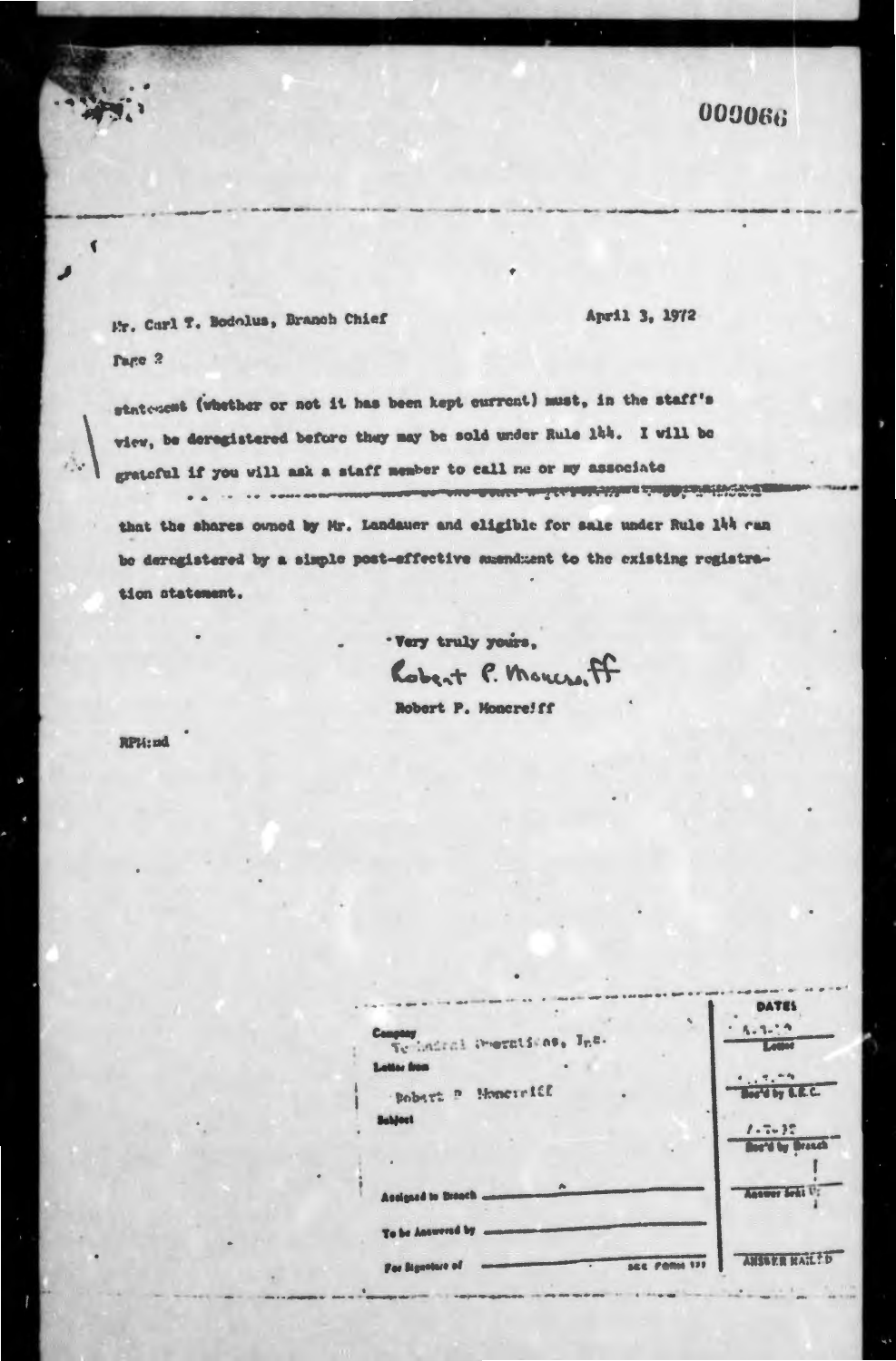000066

Mr. Carl T. Bodolus, Branch Chief

April 3, 1972

Page 2

statement (whether or not it has been kept current) must, in the staff's view, be deregistered before they may be sold under Rule 144. I will be grateful if you will ask a staff member to call me or my associate

that the shares owned by Mr. Landauer and eligible for sale under Rule 144 can be deregistered by a simple post-effective amendment to the existing registration statement.

Very truly yours,

Robert P. Moncreiff

Robert P. Moncreiff

RPM:nd

| | DATES |
|---|---|
| Company: Technical Operations, Inc. | 4-3-72 Letter |
| Letter from: Robert P. Moncreiff | Rec'd by S.E.C. |
| Subject | 4-7-72 Rec'd by Branch |
| Assigned to Branch | Answer Sent |
| To be Answered by | |
| For Signature of | ANSWER MAILED |